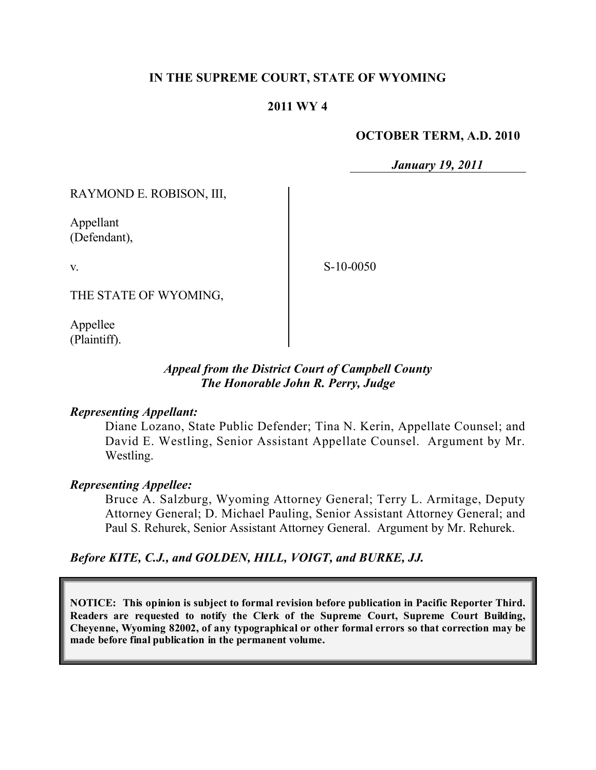**IN THE SUPREME COURT, STATE OF WYOMING**

**2011 WY 4**

**OCTOBER TERM, A.D. 2010**

***January 19, 2011***

RAYMOND E. ROBISON, III,

Appellant
(Defendant),

v.

S-10-0050

THE STATE OF WYOMING,

Appellee
(Plaintiff).

***Appeal from the District Court of Campbell County***
***The Honorable John R. Perry, Judge***

***Representing Appellant:***

Diane Lozano, State Public Defender; Tina N. Kerin, Appellate Counsel; and David E. Westling, Senior Assistant Appellate Counsel. Argument by Mr. Westling.

***Representing Appellee:***

Bruce A. Salzburg, Wyoming Attorney General; Terry L. Armitage, Deputy Attorney General; D. Michael Pauling, Senior Assistant Attorney General; and Paul S. Rehurek, Senior Assistant Attorney General. Argument by Mr. Rehurek.

***Before KITE, C.J., and GOLDEN, HILL, VOIGT, and BURKE, JJ.***

**NOTICE: This opinion is subject to formal revision before publication in Pacific Reporter Third. Readers are requested to notify the Clerk of the Supreme Court, Supreme Court Building, Cheyenne, Wyoming 82002, of any typographical or other formal errors so that correction may be made before final publication in the permanent volume.**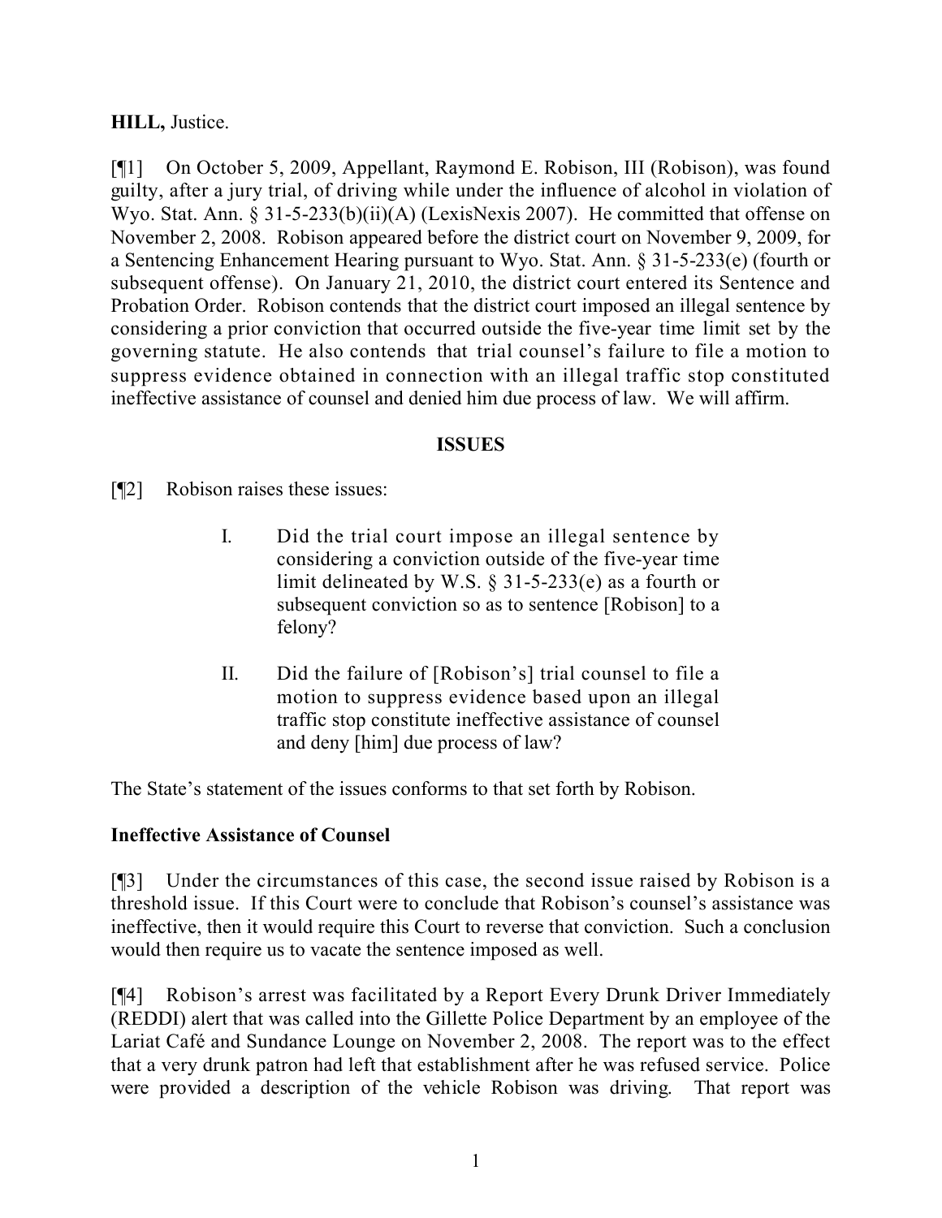**HILL,** Justice.

[¶1] On October 5, 2009, Appellant, Raymond E. Robison, III (Robison), was found guilty, after a jury trial, of driving while under the influence of alcohol in violation of Wyo. Stat. Ann. § 31-5-233(b)(ii)(A) (LexisNexis 2007). He committed that offense on November 2, 2008. Robison appeared before the district court on November 9, 2009, for a Sentencing Enhancement Hearing pursuant to Wyo. Stat. Ann. § 31-5-233(e) (fourth or subsequent offense). On January 21, 2010, the district court entered its Sentence and Probation Order. Robison contends that the district court imposed an illegal sentence by considering a prior conviction that occurred outside the five-year time limit set by the governing statute. He also contends that trial counsel's failure to file a motion to suppress evidence obtained in connection with an illegal traffic stop constituted ineffective assistance of counsel and denied him due process of law. We will affirm.

**ISSUES**

[¶2] Robison raises these issues:

> I. Did the trial court impose an illegal sentence by considering a conviction outside of the five-year time limit delineated by W.S. § 31-5-233(e) as a fourth or subsequent conviction so as to sentence [Robison] to a felony?
>
> II. Did the failure of [Robison's] trial counsel to file a motion to suppress evidence based upon an illegal traffic stop constitute ineffective assistance of counsel and deny [him] due process of law?

The State's statement of the issues conforms to that set forth by Robison.

**Ineffective Assistance of Counsel**

[¶3] Under the circumstances of this case, the second issue raised by Robison is a threshold issue. If this Court were to conclude that Robison's counsel's assistance was ineffective, then it would require this Court to reverse that conviction. Such a conclusion would then require us to vacate the sentence imposed as well.

[¶4] Robison's arrest was facilitated by a Report Every Drunk Driver Immediately (REDDI) alert that was called into the Gillette Police Department by an employee of the Lariat Café and Sundance Lounge on November 2, 2008. The report was to the effect that a very drunk patron had left that establishment after he was refused service. Police were provided a description of the vehicle Robison was driving. That report was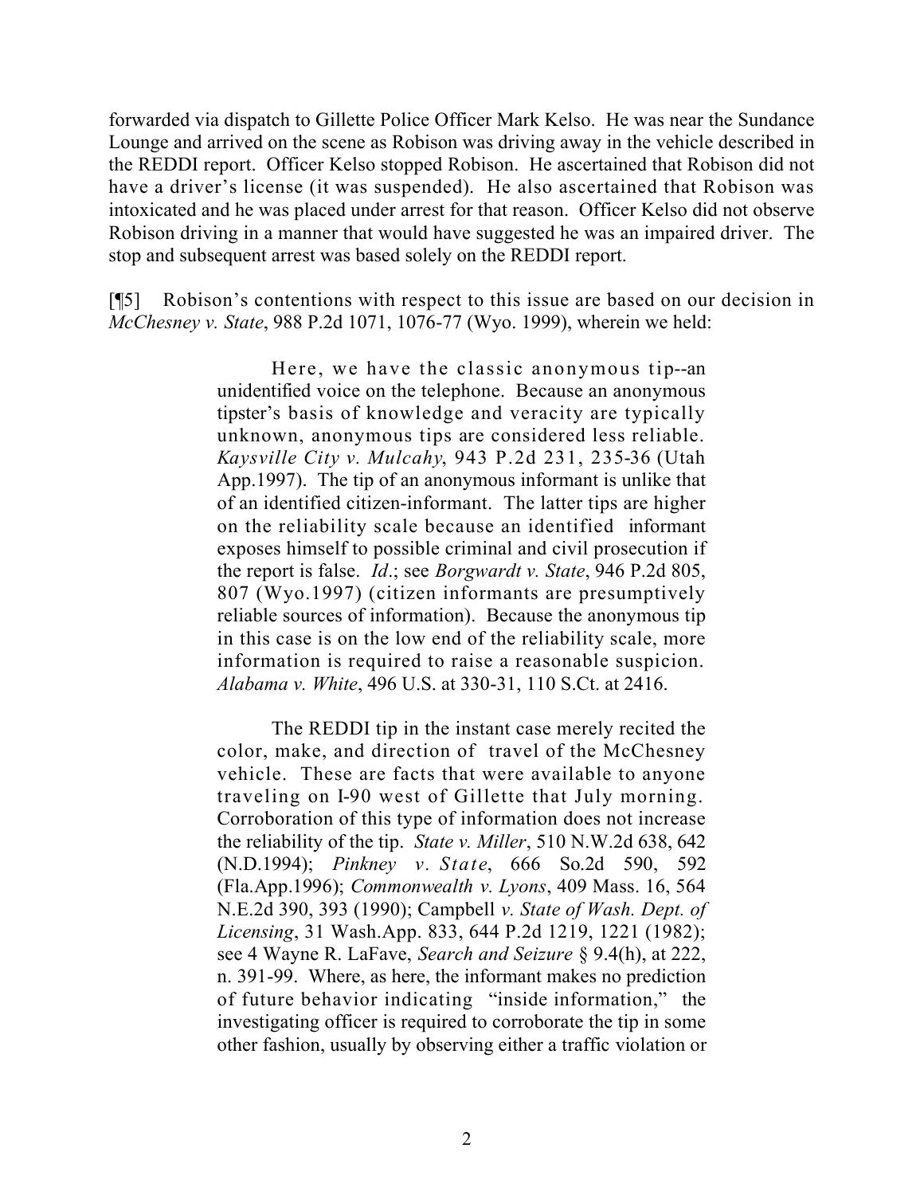forwarded via dispatch to Gillette Police Officer Mark Kelso. He was near the Sundance Lounge and arrived on the scene as Robison was driving away in the vehicle described in the REDDI report. Officer Kelso stopped Robison. He ascertained that Robison did not have a driver's license (it was suspended). He also ascertained that Robison was intoxicated and he was placed under arrest for that reason. Officer Kelso did not observe Robison driving in a manner that would have suggested he was an impaired driver. The stop and subsequent arrest was based solely on the REDDI report.

[¶5] Robison's contentions with respect to this issue are based on our decision in *McChesney v. State*, 988 P.2d 1071, 1076-77 (Wyo. 1999), wherein we held:

> Here, we have the classic anonymous tip--an unidentified voice on the telephone. Because an anonymous tipster's basis of knowledge and veracity are typically unknown, anonymous tips are considered less reliable. *Kaysville City v. Mulcahy*, 943 P.2d 231, 235-36 (Utah App.1997). The tip of an anonymous informant is unlike that of an identified citizen-informant. The latter tips are higher on the reliability scale because an identified informant exposes himself to possible criminal and civil prosecution if the report is false. *Id*.; see *Borgwardt v. State*, 946 P.2d 805, 807 (Wyo.1997) (citizen informants are presumptively reliable sources of information). Because the anonymous tip in this case is on the low end of the reliability scale, more information is required to raise a reasonable suspicion. *Alabama v. White*, 496 U.S. at 330-31, 110 S.Ct. at 2416.
>
> The REDDI tip in the instant case merely recited the color, make, and direction of travel of the McChesney vehicle. These are facts that were available to anyone traveling on I-90 west of Gillette that July morning. Corroboration of this type of information does not increase the reliability of the tip. *State v. Miller*, 510 N.W.2d 638, 642 (N.D.1994); *Pinkney v. State*, 666 So.2d 590, 592 (Fla.App.1996); *Commonwealth v. Lyons*, 409 Mass. 16, 564 N.E.2d 390, 393 (1990); Campbell *v. State of Wash. Dept. of Licensing*, 31 Wash.App. 833, 644 P.2d 1219, 1221 (1982); see 4 Wayne R. LaFave, *Search and Seizure* § 9.4(h), at 222, n. 391-99. Where, as here, the informant makes no prediction of future behavior indicating "inside information," the investigating officer is required to corroborate the tip in some other fashion, usually by observing either a traffic violation or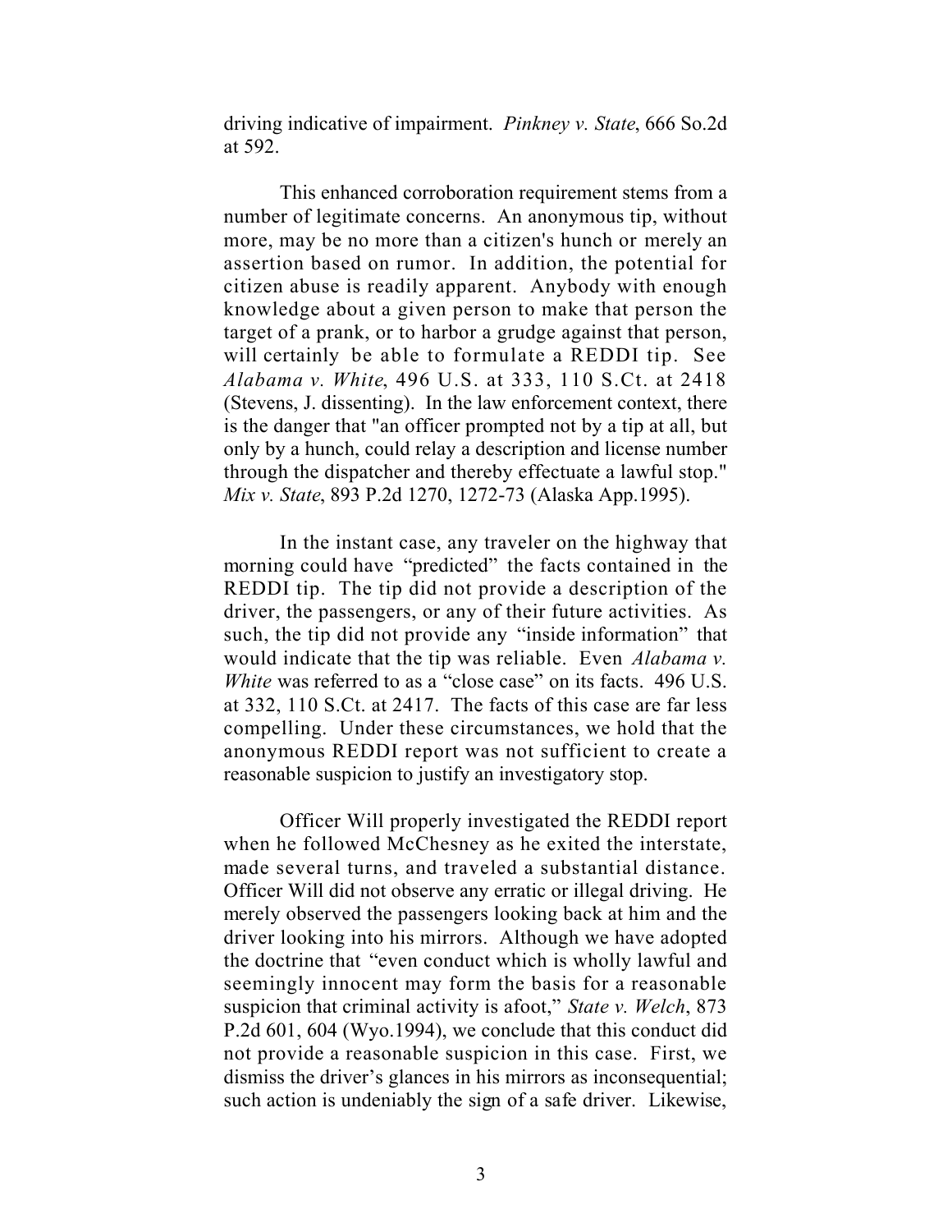driving indicative of impairment. *Pinkney v. State*, 666 So.2d at 592.

This enhanced corroboration requirement stems from a number of legitimate concerns. An anonymous tip, without more, may be no more than a citizen's hunch or merely an assertion based on rumor. In addition, the potential for citizen abuse is readily apparent. Anybody with enough knowledge about a given person to make that person the target of a prank, or to harbor a grudge against that person, will certainly be able to formulate a REDDI tip. See *Alabama v. White*, 496 U.S. at 333, 110 S.Ct. at 2418 (Stevens, J. dissenting). In the law enforcement context, there is the danger that "an officer prompted not by a tip at all, but only by a hunch, could relay a description and license number through the dispatcher and thereby effectuate a lawful stop." *Mix v. State*, 893 P.2d 1270, 1272-73 (Alaska App.1995).

In the instant case, any traveler on the highway that morning could have "predicted" the facts contained in the REDDI tip. The tip did not provide a description of the driver, the passengers, or any of their future activities. As such, the tip did not provide any "inside information" that would indicate that the tip was reliable. Even *Alabama v. White* was referred to as a "close case" on its facts. 496 U.S. at 332, 110 S.Ct. at 2417. The facts of this case are far less compelling. Under these circumstances, we hold that the anonymous REDDI report was not sufficient to create a reasonable suspicion to justify an investigatory stop.

Officer Will properly investigated the REDDI report when he followed McChesney as he exited the interstate, made several turns, and traveled a substantial distance. Officer Will did not observe any erratic or illegal driving. He merely observed the passengers looking back at him and the driver looking into his mirrors. Although we have adopted the doctrine that "even conduct which is wholly lawful and seemingly innocent may form the basis for a reasonable suspicion that criminal activity is afoot," *State v. Welch*, 873 P.2d 601, 604 (Wyo.1994), we conclude that this conduct did not provide a reasonable suspicion in this case. First, we dismiss the driver's glances in his mirrors as inconsequential; such action is undeniably the sign of a safe driver. Likewise,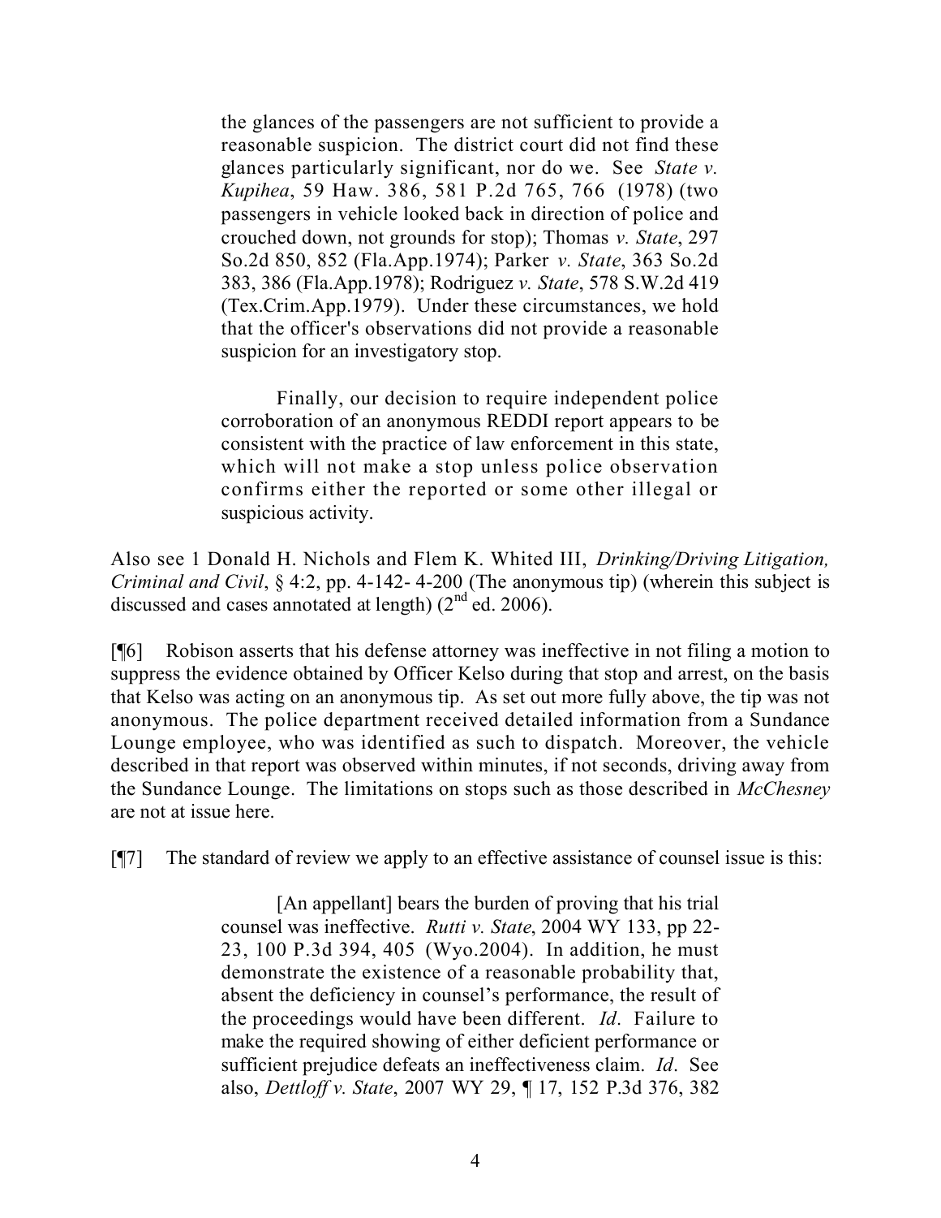> the glances of the passengers are not sufficient to provide a reasonable suspicion. The district court did not find these glances particularly significant, nor do we. See *State v. Kupihea*, 59 Haw. 386, 581 P.2d 765, 766 (1978) (two passengers in vehicle looked back in direction of police and crouched down, not grounds for stop); Thomas *v. State*, 297 So.2d 850, 852 (Fla.App.1974); Parker *v. State*, 363 So.2d 383, 386 (Fla.App.1978); Rodriguez *v. State*, 578 S.W.2d 419 (Tex.Crim.App.1979). Under these circumstances, we hold that the officer's observations did not provide a reasonable suspicion for an investigatory stop.
>
> Finally, our decision to require independent police corroboration of an anonymous REDDI report appears to be consistent with the practice of law enforcement in this state, which will not make a stop unless police observation confirms either the reported or some other illegal or suspicious activity.

Also see 1 Donald H. Nichols and Flem K. Whited III, *Drinking/Driving Litigation, Criminal and Civil*, § 4:2, pp. 4-142- 4-200 (The anonymous tip) (wherein this subject is discussed and cases annotated at length) (2nd ed. 2006).

[¶6] Robison asserts that his defense attorney was ineffective in not filing a motion to suppress the evidence obtained by Officer Kelso during that stop and arrest, on the basis that Kelso was acting on an anonymous tip. As set out more fully above, the tip was not anonymous. The police department received detailed information from a Sundance Lounge employee, who was identified as such to dispatch. Moreover, the vehicle described in that report was observed within minutes, if not seconds, driving away from the Sundance Lounge. The limitations on stops such as those described in *McChesney* are not at issue here.

[¶7] The standard of review we apply to an effective assistance of counsel issue is this:

> [An appellant] bears the burden of proving that his trial counsel was ineffective. *Rutti v. State*, 2004 WY 133, pp 22-23, 100 P.3d 394, 405 (Wyo.2004). In addition, he must demonstrate the existence of a reasonable probability that, absent the deficiency in counsel's performance, the result of the proceedings would have been different. *Id*. Failure to make the required showing of either deficient performance or sufficient prejudice defeats an ineffectiveness claim. *Id*. See also, *Dettloff v. State*, 2007 WY 29, ¶ 17, 152 P.3d 376, 382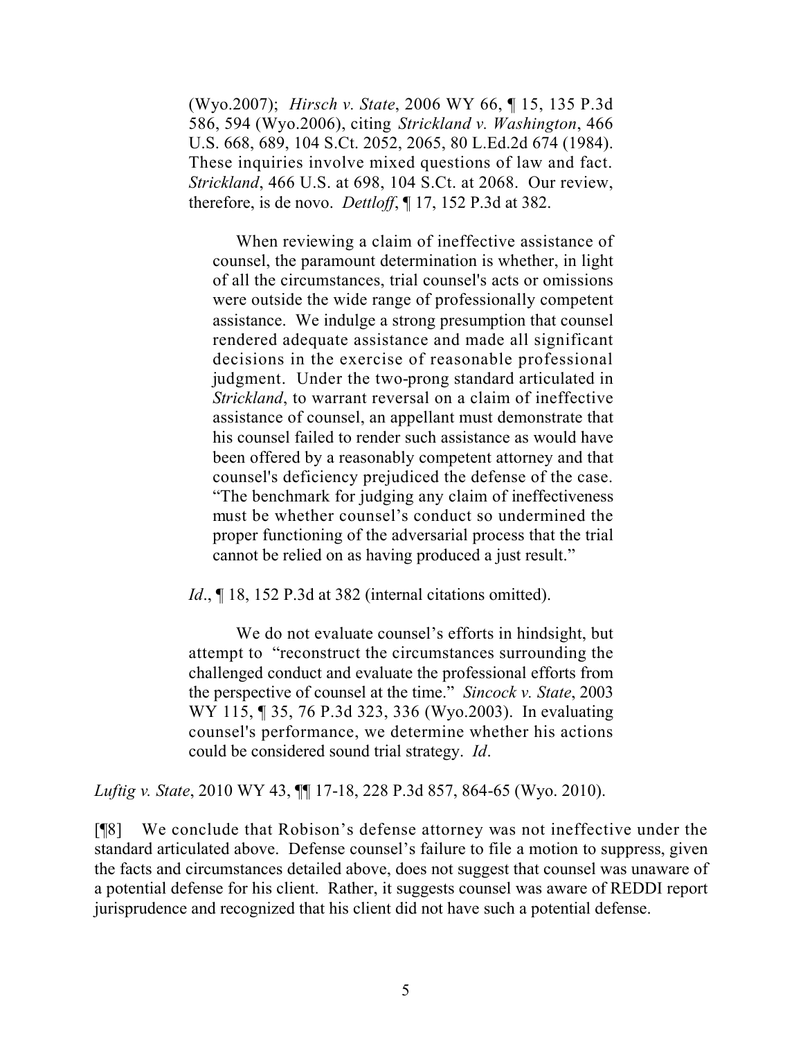(Wyo.2007); *Hirsch v. State*, 2006 WY 66, ¶ 15, 135 P.3d 586, 594 (Wyo.2006), citing *Strickland v. Washington*, 466 U.S. 668, 689, 104 S.Ct. 2052, 2065, 80 L.Ed.2d 674 (1984). These inquiries involve mixed questions of law and fact. *Strickland*, 466 U.S. at 698, 104 S.Ct. at 2068. Our review, therefore, is de novo. *Dettloff*, ¶ 17, 152 P.3d at 382.

> When reviewing a claim of ineffective assistance of counsel, the paramount determination is whether, in light of all the circumstances, trial counsel's acts or omissions were outside the wide range of professionally competent assistance. We indulge a strong presumption that counsel rendered adequate assistance and made all significant decisions in the exercise of reasonable professional judgment. Under the two-prong standard articulated in *Strickland*, to warrant reversal on a claim of ineffective assistance of counsel, an appellant must demonstrate that his counsel failed to render such assistance as would have been offered by a reasonably competent attorney and that counsel's deficiency prejudiced the defense of the case. "The benchmark for judging any claim of ineffectiveness must be whether counsel's conduct so undermined the proper functioning of the adversarial process that the trial cannot be relied on as having produced a just result."

*Id*., ¶ 18, 152 P.3d at 382 (internal citations omitted).

We do not evaluate counsel's efforts in hindsight, but attempt to "reconstruct the circumstances surrounding the challenged conduct and evaluate the professional efforts from the perspective of counsel at the time." *Sincock v. State*, 2003 WY 115, ¶ 35, 76 P.3d 323, 336 (Wyo.2003). In evaluating counsel's performance, we determine whether his actions could be considered sound trial strategy. *Id*.

*Luftig v. State*, 2010 WY 43, ¶¶ 17-18, 228 P.3d 857, 864-65 (Wyo. 2010).

[¶8] We conclude that Robison's defense attorney was not ineffective under the standard articulated above. Defense counsel's failure to file a motion to suppress, given the facts and circumstances detailed above, does not suggest that counsel was unaware of a potential defense for his client. Rather, it suggests counsel was aware of REDDI report jurisprudence and recognized that his client did not have such a potential defense.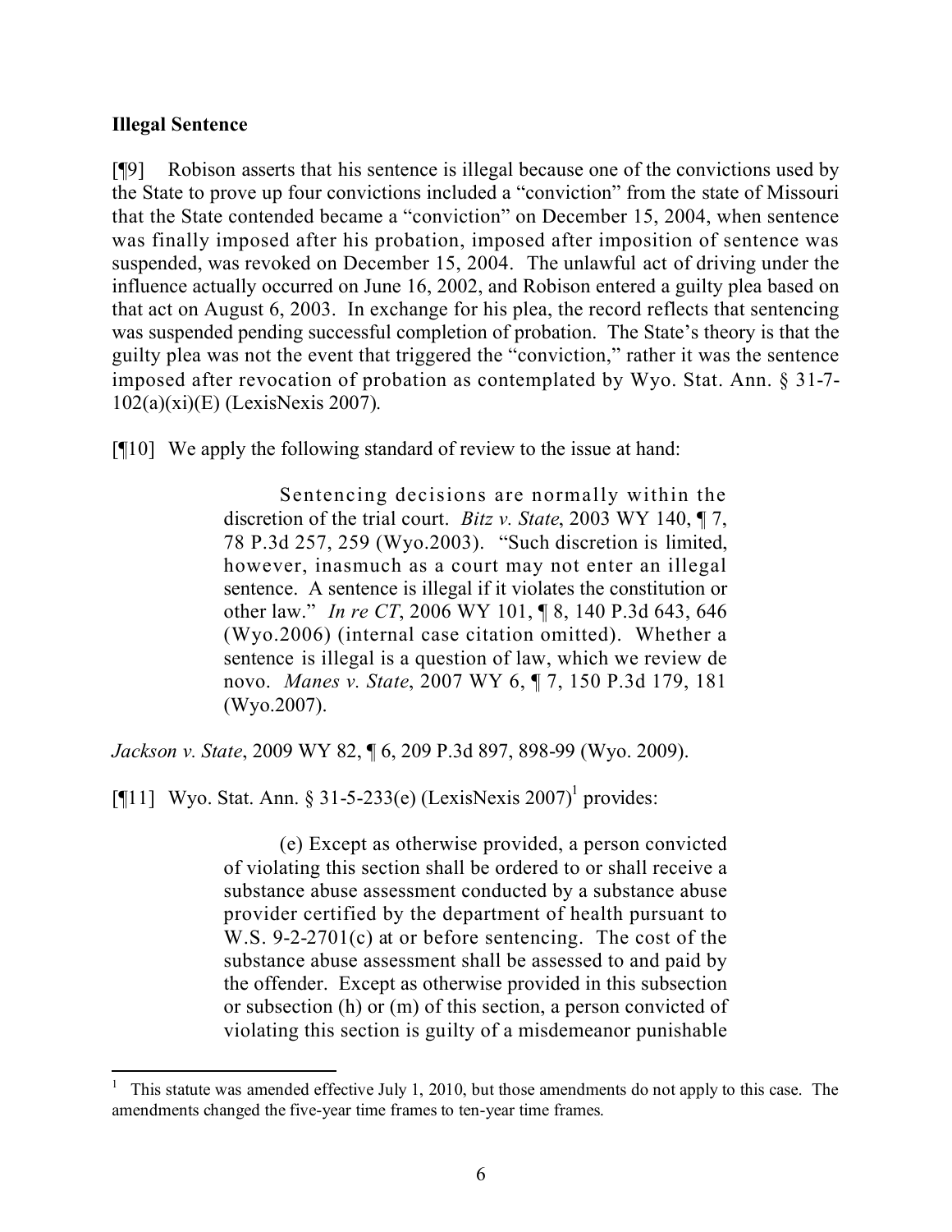**Illegal Sentence**

[¶9] Robison asserts that his sentence is illegal because one of the convictions used by the State to prove up four convictions included a "conviction" from the state of Missouri that the State contended became a "conviction" on December 15, 2004, when sentence was finally imposed after his probation, imposed after imposition of sentence was suspended, was revoked on December 15, 2004. The unlawful act of driving under the influence actually occurred on June 16, 2002, and Robison entered a guilty plea based on that act on August 6, 2003. In exchange for his plea, the record reflects that sentencing was suspended pending successful completion of probation. The State's theory is that the guilty plea was not the event that triggered the "conviction," rather it was the sentence imposed after revocation of probation as contemplated by Wyo. Stat. Ann. § 31-7-102(a)(xi)(E) (LexisNexis 2007).

[¶10] We apply the following standard of review to the issue at hand:

> Sentencing decisions are normally within the discretion of the trial court. *Bitz v. State*, 2003 WY 140, ¶ 7, 78 P.3d 257, 259 (Wyo.2003). "Such discretion is limited, however, inasmuch as a court may not enter an illegal sentence. A sentence is illegal if it violates the constitution or other law." *In re CT*, 2006 WY 101, ¶ 8, 140 P.3d 643, 646 (Wyo.2006) (internal case citation omitted). Whether a sentence is illegal is a question of law, which we review de novo. *Manes v. State*, 2007 WY 6, ¶ 7, 150 P.3d 179, 181 (Wyo.2007).

*Jackson v. State*, 2009 WY 82, ¶ 6, 209 P.3d 897, 898-99 (Wyo. 2009).

[¶11] Wyo. Stat. Ann. § 31-5-233(e) (LexisNexis 2007)[1] provides:

> (e) Except as otherwise provided, a person convicted of violating this section shall be ordered to or shall receive a substance abuse assessment conducted by a substance abuse provider certified by the department of health pursuant to W.S. 9-2-2701(c) at or before sentencing. The cost of the substance abuse assessment shall be assessed to and paid by the offender. Except as otherwise provided in this subsection or subsection (h) or (m) of this section, a person convicted of violating this section is guilty of a misdemeanor punishable

---

[1] This statute was amended effective July 1, 2010, but those amendments do not apply to this case. The amendments changed the five-year time frames to ten-year time frames.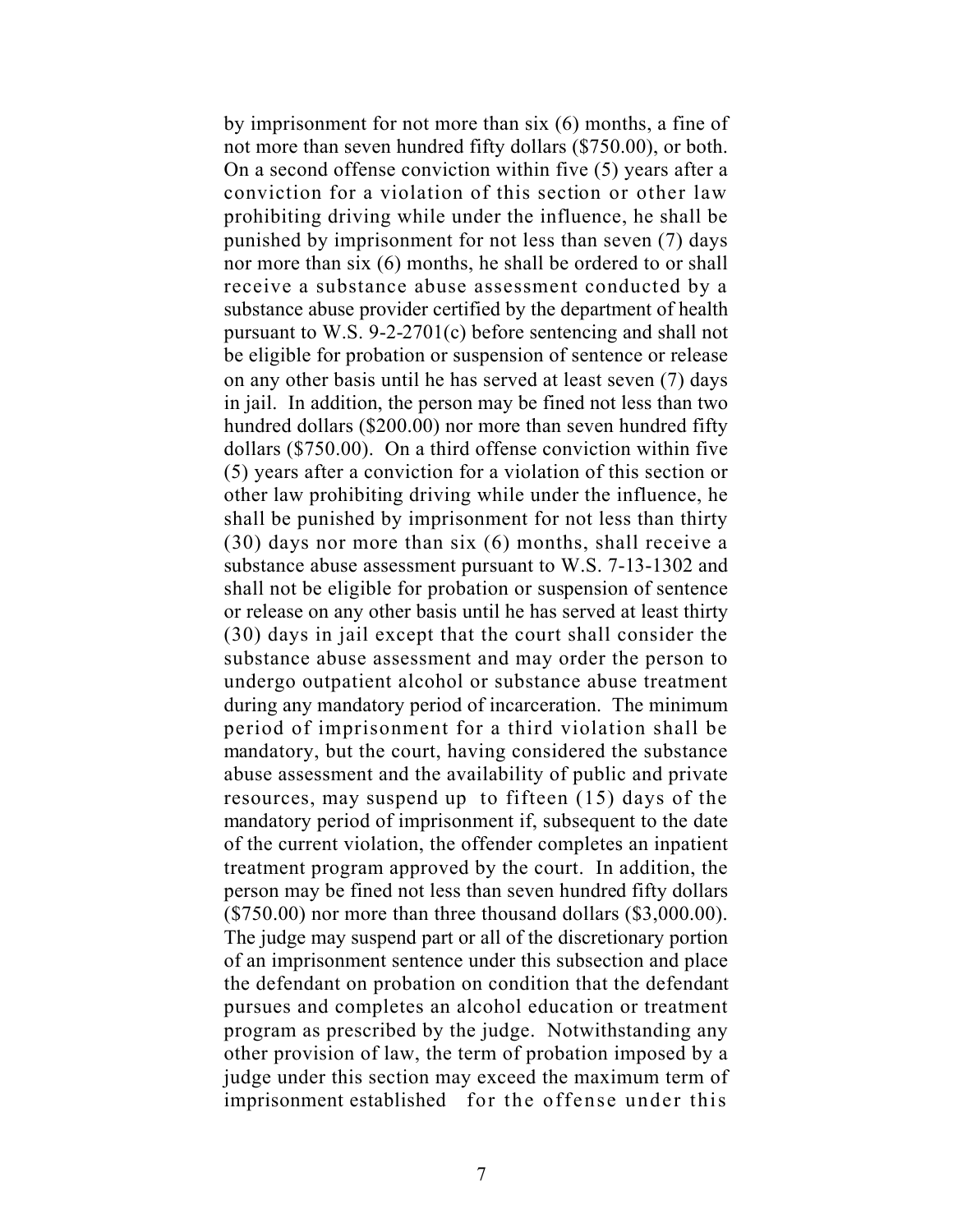by imprisonment for not more than six (6) months, a fine of not more than seven hundred fifty dollars ($750.00), or both. On a second offense conviction within five (5) years after a conviction for a violation of this section or other law prohibiting driving while under the influence, he shall be punished by imprisonment for not less than seven (7) days nor more than six (6) months, he shall be ordered to or shall receive a substance abuse assessment conducted by a substance abuse provider certified by the department of health pursuant to W.S. 9-2-2701(c) before sentencing and shall not be eligible for probation or suspension of sentence or release on any other basis until he has served at least seven (7) days in jail. In addition, the person may be fined not less than two hundred dollars ($200.00) nor more than seven hundred fifty dollars ($750.00). On a third offense conviction within five (5) years after a conviction for a violation of this section or other law prohibiting driving while under the influence, he shall be punished by imprisonment for not less than thirty (30) days nor more than six (6) months, shall receive a substance abuse assessment pursuant to W.S. 7-13-1302 and shall not be eligible for probation or suspension of sentence or release on any other basis until he has served at least thirty (30) days in jail except that the court shall consider the substance abuse assessment and may order the person to undergo outpatient alcohol or substance abuse treatment during any mandatory period of incarceration. The minimum period of imprisonment for a third violation shall be mandatory, but the court, having considered the substance abuse assessment and the availability of public and private resources, may suspend up to fifteen (15) days of the mandatory period of imprisonment if, subsequent to the date of the current violation, the offender completes an inpatient treatment program approved by the court. In addition, the person may be fined not less than seven hundred fifty dollars ($750.00) nor more than three thousand dollars ($3,000.00). The judge may suspend part or all of the discretionary portion of an imprisonment sentence under this subsection and place the defendant on probation on condition that the defendant pursues and completes an alcohol education or treatment program as prescribed by the judge. Notwithstanding any other provision of law, the term of probation imposed by a judge under this section may exceed the maximum term of imprisonment established for the offense under this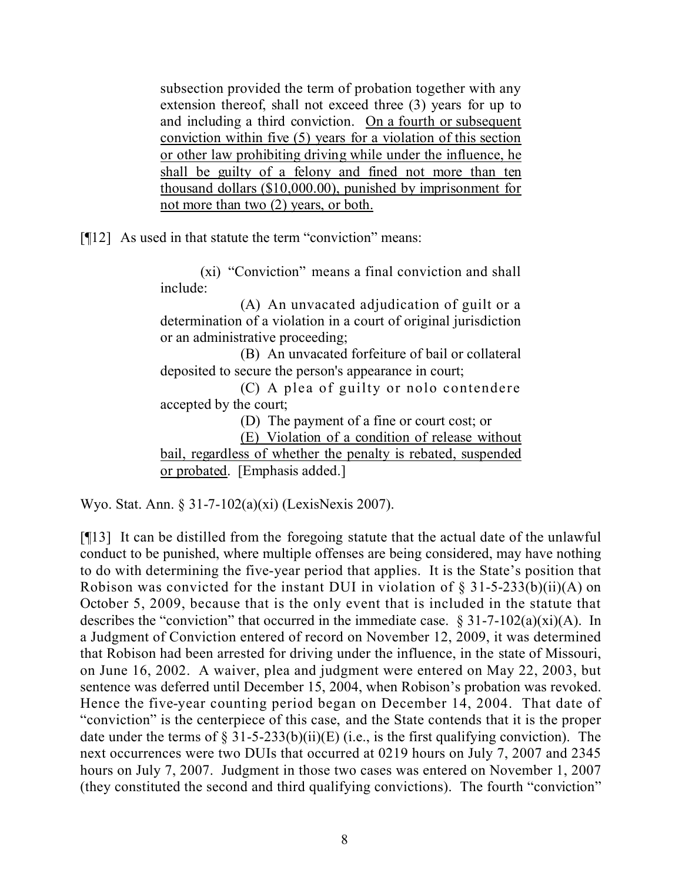> subsection provided the term of probation together with any extension thereof, shall not exceed three (3) years for up to and including a third conviction. <u>On a fourth or subsequent conviction within five (5) years for a violation of this section or other law prohibiting driving while under the influence, he shall be guilty of a felony and fined not more than ten thousand dollars ($10,000.00), punished by imprisonment for not more than two (2) years, or both.</u>

[¶12] As used in that statute the term "conviction" means:

> (xi) "Conviction" means a final conviction and shall include:
>
> (A) An unvacated adjudication of guilt or a determination of a violation in a court of original jurisdiction or an administrative proceeding;
>
> (B) An unvacated forfeiture of bail or collateral deposited to secure the person's appearance in court;
>
> (C) A plea of guilty or nolo contendere accepted by the court;
>
> (D) The payment of a fine or court cost; or
>
> <u>(E) Violation of a condition of release without bail, regardless of whether the penalty is rebated, suspended or probated</u>. [Emphasis added.]

Wyo. Stat. Ann. § 31-7-102(a)(xi) (LexisNexis 2007).

[¶13] It can be distilled from the foregoing statute that the actual date of the unlawful conduct to be punished, where multiple offenses are being considered, may have nothing to do with determining the five-year period that applies. It is the State's position that Robison was convicted for the instant DUI in violation of § 31-5-233(b)(ii)(A) on October 5, 2009, because that is the only event that is included in the statute that describes the "conviction" that occurred in the immediate case. § 31-7-102(a)(xi)(A). In a Judgment of Conviction entered of record on November 12, 2009, it was determined that Robison had been arrested for driving under the influence, in the state of Missouri, on June 16, 2002. A waiver, plea and judgment were entered on May 22, 2003, but sentence was deferred until December 15, 2004, when Robison's probation was revoked. Hence the five-year counting period began on December 14, 2004. That date of "conviction" is the centerpiece of this case, and the State contends that it is the proper date under the terms of § 31-5-233(b)(ii)(E) (i.e., is the first qualifying conviction). The next occurrences were two DUIs that occurred at 0219 hours on July 7, 2007 and 2345 hours on July 7, 2007. Judgment in those two cases was entered on November 1, 2007 (they constituted the second and third qualifying convictions). The fourth "conviction"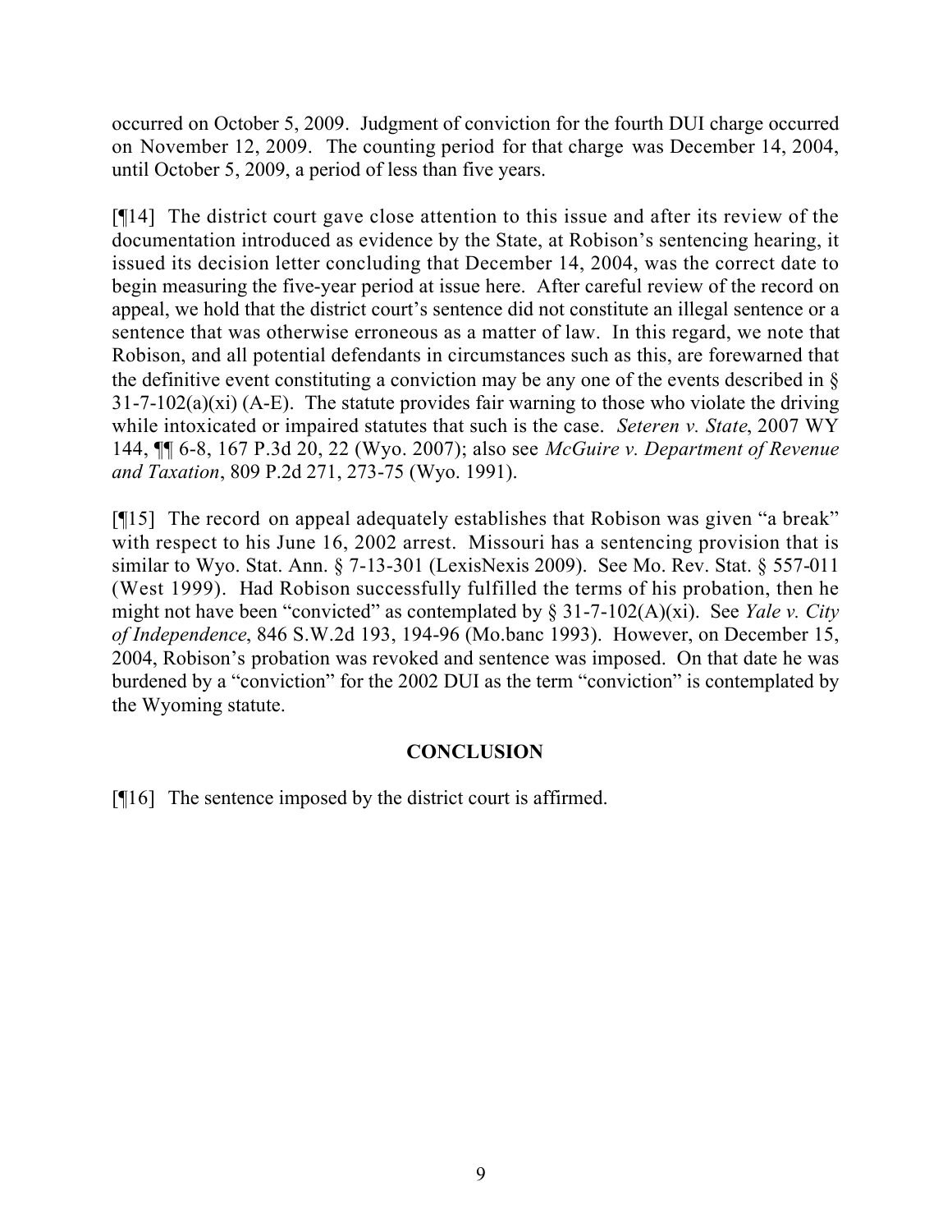occurred on October 5, 2009. Judgment of conviction for the fourth DUI charge occurred on November 12, 2009. The counting period for that charge was December 14, 2004, until October 5, 2009, a period of less than five years.

[¶14] The district court gave close attention to this issue and after its review of the documentation introduced as evidence by the State, at Robison's sentencing hearing, it issued its decision letter concluding that December 14, 2004, was the correct date to begin measuring the five-year period at issue here. After careful review of the record on appeal, we hold that the district court's sentence did not constitute an illegal sentence or a sentence that was otherwise erroneous as a matter of law. In this regard, we note that Robison, and all potential defendants in circumstances such as this, are forewarned that the definitive event constituting a conviction may be any one of the events described in § 31-7-102(a)(xi) (A-E). The statute provides fair warning to those who violate the driving while intoxicated or impaired statutes that such is the case. *Seteren v. State*, 2007 WY 144, ¶¶ 6-8, 167 P.3d 20, 22 (Wyo. 2007); also see *McGuire v. Department of Revenue and Taxation*, 809 P.2d 271, 273-75 (Wyo. 1991).

[¶15] The record on appeal adequately establishes that Robison was given "a break" with respect to his June 16, 2002 arrest. Missouri has a sentencing provision that is similar to Wyo. Stat. Ann. § 7-13-301 (LexisNexis 2009). See Mo. Rev. Stat. § 557-011 (West 1999). Had Robison successfully fulfilled the terms of his probation, then he might not have been "convicted" as contemplated by § 31-7-102(A)(xi). See *Yale v. City of Independence*, 846 S.W.2d 193, 194-96 (Mo.banc 1993). However, on December 15, 2004, Robison's probation was revoked and sentence was imposed. On that date he was burdened by a "conviction" for the 2002 DUI as the term "conviction" is contemplated by the Wyoming statute.

## CONCLUSION

[¶16] The sentence imposed by the district court is affirmed.